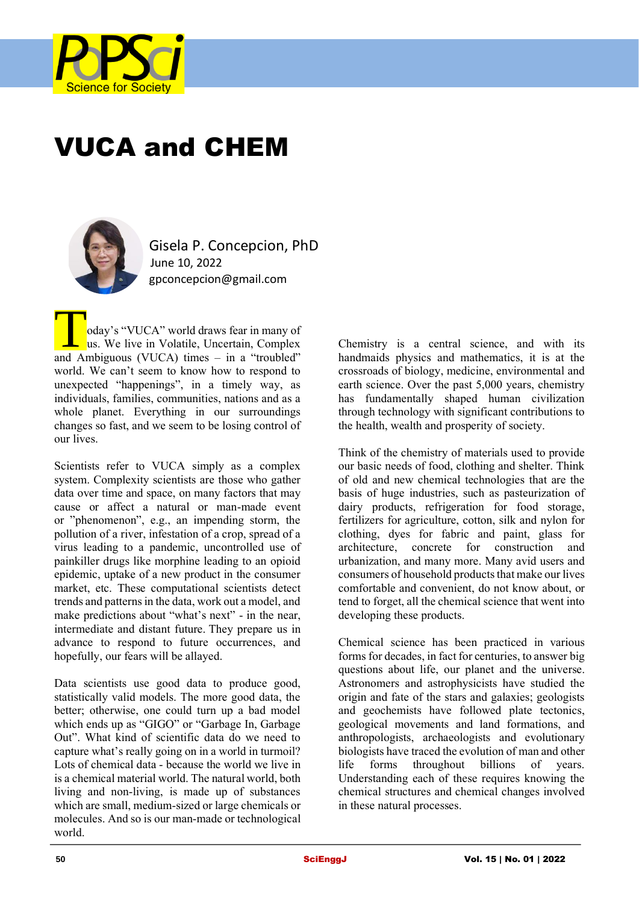# VUCA and CHEM

Gisela P. Concepcion, PhD
June 10, 2022
gpconcepcion@gmail.com

Today's "VUCA" world draws fear in many of us. We live in Volatile, Uncertain, Complex and Ambiguous (VUCA) times – in a "troubled" world. We can't seem to know how to respond to unexpected "happenings", in a timely way, as individuals, families, communities, nations and as a whole planet. Everything in our surroundings changes so fast, and we seem to be losing control of our lives.

Scientists refer to VUCA simply as a complex system. Complexity scientists are those who gather data over time and space, on many factors that may cause or affect a natural or man-made event or "phenomenon", e.g., an impending storm, the pollution of a river, infestation of a crop, spread of a virus leading to a pandemic, uncontrolled use of painkiller drugs like morphine leading to an opioid epidemic, uptake of a new product in the consumer market, etc. These computational scientists detect trends and patterns in the data, work out a model, and make predictions about "what's next" - in the near, intermediate and distant future. They prepare us in advance to respond to future occurrences, and hopefully, our fears will be allayed.

Data scientists use good data to produce good, statistically valid models. The more good data, the better; otherwise, one could turn up a bad model which ends up as "GIGO" or "Garbage In, Garbage Out". What kind of scientific data do we need to capture what's really going on in a world in turmoil? Lots of chemical data - because the world we live in is a chemical material world. The natural world, both living and non-living, is made up of substances which are small, medium-sized or large chemicals or molecules. And so is our man-made or technological world.

Chemistry is a central science, and with its handmaids physics and mathematics, it is at the crossroads of biology, medicine, environmental and earth science. Over the past 5,000 years, chemistry has fundamentally shaped human civilization through technology with significant contributions to the health, wealth and prosperity of society.

Think of the chemistry of materials used to provide our basic needs of food, clothing and shelter. Think of old and new chemical technologies that are the basis of huge industries, such as pasteurization of dairy products, refrigeration for food storage, fertilizers for agriculture, cotton, silk and nylon for clothing, dyes for fabric and paint, glass for architecture, concrete for construction and urbanization, and many more. Many avid users and consumers of household products that make our lives comfortable and convenient, do not know about, or tend to forget, all the chemical science that went into developing these products.

Chemical science has been practiced in various forms for decades, in fact for centuries, to answer big questions about life, our planet and the universe. Astronomers and astrophysicists have studied the origin and fate of the stars and galaxies; geologists and geochemists have followed plate tectonics, geological movements and land formations, and anthropologists, archaeologists and evolutionary biologists have traced the evolution of man and other life forms throughout billions of years. Understanding each of these requires knowing the chemical structures and chemical changes involved in these natural processes.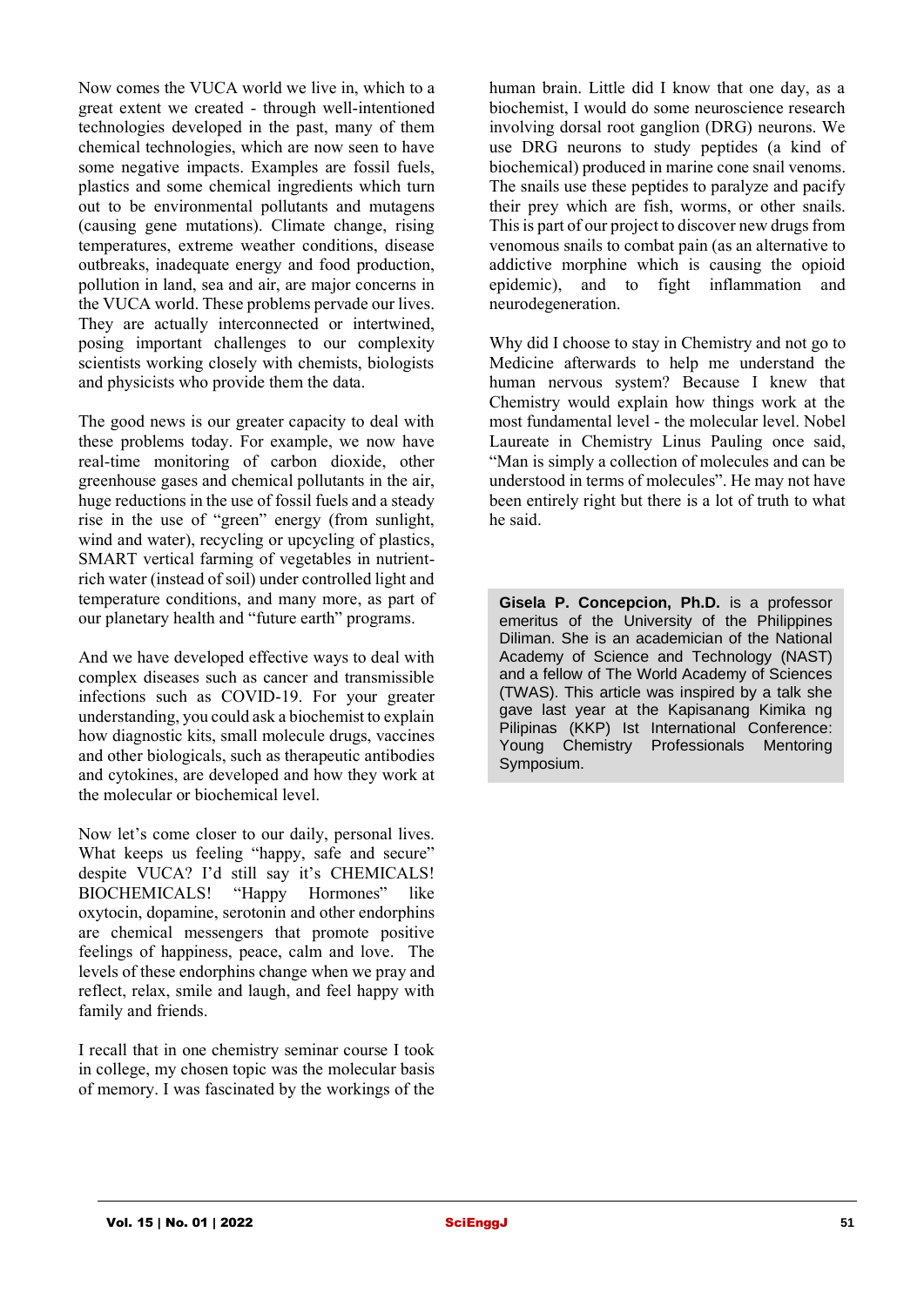Now comes the VUCA world we live in, which to a great extent we created - through well-intentioned technologies developed in the past, many of them chemical technologies, which are now seen to have some negative impacts. Examples are fossil fuels, plastics and some chemical ingredients which turn out to be environmental pollutants and mutagens (causing gene mutations). Climate change, rising temperatures, extreme weather conditions, disease outbreaks, inadequate energy and food production, pollution in land, sea and air, are major concerns in the VUCA world. These problems pervade our lives. They are actually interconnected or intertwined, posing important challenges to our complexity scientists working closely with chemists, biologists and physicists who provide them the data.

The good news is our greater capacity to deal with these problems today. For example, we now have real-time monitoring of carbon dioxide, other greenhouse gases and chemical pollutants in the air, huge reductions in the use of fossil fuels and a steady rise in the use of "green" energy (from sunlight, wind and water), recycling or upcycling of plastics, SMART vertical farming of vegetables in nutrient-rich water (instead of soil) under controlled light and temperature conditions, and many more, as part of our planetary health and "future earth" programs.

And we have developed effective ways to deal with complex diseases such as cancer and transmissible infections such as COVID-19. For your greater understanding, you could ask a biochemist to explain how diagnostic kits, small molecule drugs, vaccines and other biologicals, such as therapeutic antibodies and cytokines, are developed and how they work at the molecular or biochemical level.

Now let's come closer to our daily, personal lives. What keeps us feeling "happy, safe and secure" despite VUCA? I'd still say it's CHEMICALS! BIOCHEMICALS! "Happy Hormones" like oxytocin, dopamine, serotonin and other endorphins are chemical messengers that promote positive feelings of happiness, peace, calm and love. The levels of these endorphins change when we pray and reflect, relax, smile and laugh, and feel happy with family and friends.

I recall that in one chemistry seminar course I took in college, my chosen topic was the molecular basis of memory. I was fascinated by the workings of the human brain. Little did I know that one day, as a biochemist, I would do some neuroscience research involving dorsal root ganglion (DRG) neurons. We use DRG neurons to study peptides (a kind of biochemical) produced in marine cone snail venoms. The snails use these peptides to paralyze and pacify their prey which are fish, worms, or other snails. This is part of our project to discover new drugs from venomous snails to combat pain (as an alternative to addictive morphine which is causing the opioid epidemic), and to fight inflammation and neurodegeneration.

Why did I choose to stay in Chemistry and not go to Medicine afterwards to help me understand the human nervous system? Because I knew that Chemistry would explain how things work at the most fundamental level - the molecular level. Nobel Laureate in Chemistry Linus Pauling once said, "Man is simply a collection of molecules and can be understood in terms of molecules". He may not have been entirely right but there is a lot of truth to what he said.

**Gisela P. Concepcion, Ph.D.** is a professor emeritus of the University of the Philippines Diliman. She is an academician of the National Academy of Science and Technology (NAST) and a fellow of The World Academy of Sciences (TWAS). This article was inspired by a talk she gave last year at the Kapisanang Kimika ng Pilipinas (KKP) Ist International Conference: Young Chemistry Professionals Mentoring Symposium.